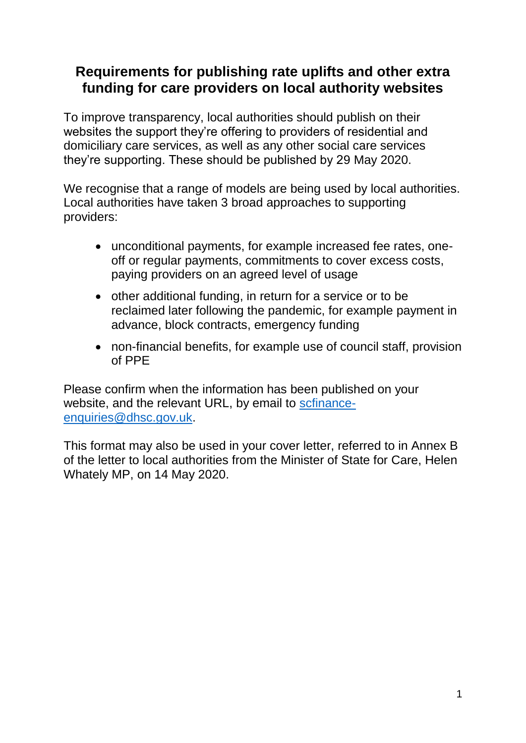# Requirements for publishing rate uplifts and other extra funding for care providers on local authority websites

To improve transparency, local authorities should publish on their websites the support they're offering to providers of residential and domiciliary care services, as well as any other social care services they're supporting. These should be published by 29 May 2020.

We recognise that a range of models are being used by local authorities. Local authorities have taken 3 broad approaches to supporting providers:

- unconditional payments, for example increased fee rates, one-off or regular payments, commitments to cover excess costs, paying providers on an agreed level of usage
- other additional funding, in return for a service or to be reclaimed later following the pandemic, for example payment in advance, block contracts, emergency funding
- non-financial benefits, for example use of council staff, provision of PPE

Please confirm when the information has been published on your website, and the relevant URL, by email to scfinance-enquiries@dhsc.gov.uk.

This format may also be used in your cover letter, referred to in Annex B of the letter to local authorities from the Minister of State for Care, Helen Whately MP, on 14 May 2020.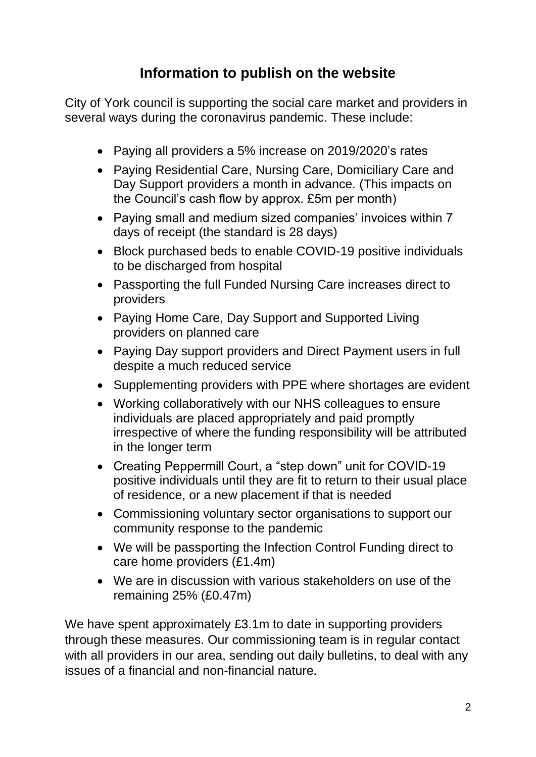## Information to publish on the website

City of York council is supporting the social care market and providers in several ways during the coronavirus pandemic. These include:

- Paying all providers a 5% increase on 2019/2020's rates
- Paying Residential Care, Nursing Care, Domiciliary Care and Day Support providers a month in advance. (This impacts on the Council's cash flow by approx. £5m per month)
- Paying small and medium sized companies' invoices within 7 days of receipt (the standard is 28 days)
- Block purchased beds to enable COVID-19 positive individuals to be discharged from hospital
- Passporting the full Funded Nursing Care increases direct to providers
- Paying Home Care, Day Support and Supported Living providers on planned care
- Paying Day support providers and Direct Payment users in full despite a much reduced service
- Supplementing providers with PPE where shortages are evident
- Working collaboratively with our NHS colleagues to ensure individuals are placed appropriately and paid promptly irrespective of where the funding responsibility will be attributed in the longer term
- Creating Peppermill Court, a "step down" unit for COVID-19 positive individuals until they are fit to return to their usual place of residence, or a new placement if that is needed
- Commissioning voluntary sector organisations to support our community response to the pandemic
- We will be passporting the Infection Control Funding direct to care home providers (£1.4m)
- We are in discussion with various stakeholders on use of the remaining 25% (£0.47m)

We have spent approximately £3.1m to date in supporting providers through these measures. Our commissioning team is in regular contact with all providers in our area, sending out daily bulletins, to deal with any issues of a financial and non-financial nature.